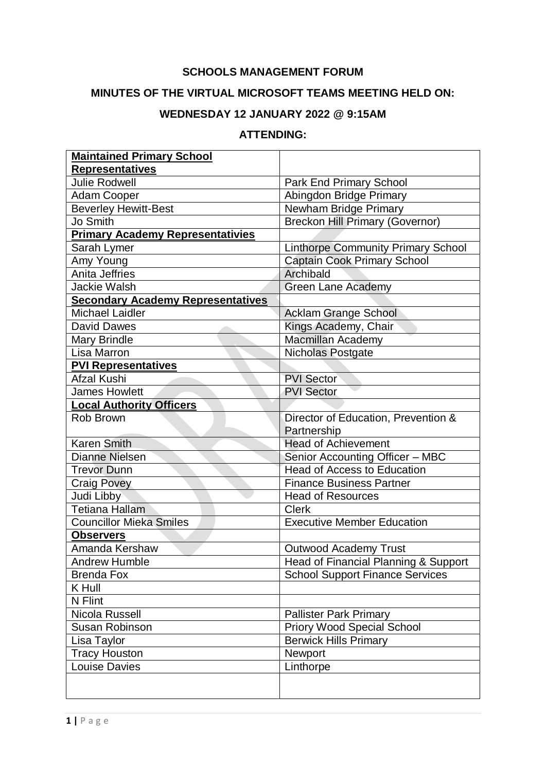# SCHOOLS MANAGEMENT FORUM

## MINUTES OF THE VIRTUAL MICROSOFT TEAMS MEETING HELD ON:

## WEDNESDAY 12 JANUARY 2022 @ 9:15AM

## ATTENDING:

| **Maintained Primary School Representatives** | |
|---|---|
| Julie Rodwell | Park End Primary School |
| Adam Cooper | Abingdon Bridge Primary |
| Beverley Hewitt-Best | Newham Bridge Primary |
| Jo Smith | Breckon Hill Primary (Governor) |
| **Primary Academy Representativies** | |
| Sarah Lymer | Linthorpe Community Primary School |
| Amy Young | Captain Cook Primary School |
| Anita Jeffries | Archibald |
| Jackie Walsh | Green Lane Academy |
| **Secondary Academy Representatives** | |
| Michael Laidler | Acklam Grange School |
| David Dawes | Kings Academy, Chair |
| Mary Brindle | Macmillan Academy |
| Lisa Marron | Nicholas Postgate |
| **PVI Representatives** | |
| Afzal Kushi | PVI Sector |
| James Howlett | PVI Sector |
| **Local Authority Officers** | |
| Rob Brown | Director of Education, Prevention & Partnership |
| Karen Smith | Head of Achievement |
| Dianne Nielsen | Senior Accounting Officer – MBC |
| Trevor Dunn | Head of Access to Education |
| Craig Povey | Finance Business Partner |
| Judi Libby | Head of Resources |
| Tetiana Hallam | Clerk |
| Councillor Mieka Smiles | Executive Member Education |
| **Observers** | |
| Amanda Kershaw | Outwood Academy Trust |
| Andrew Humble | Head of Financial Planning & Support |
| Brenda Fox | School Support Finance Services |
| K Hull | |
| N Flint | |
| Nicola Russell | Pallister Park Primary |
| Susan Robinson | Priory Wood Special School |
| Lisa Taylor | Berwick Hills Primary |
| Tracy Houston | Newport |
| Louise Davies | Linthorpe |
| | |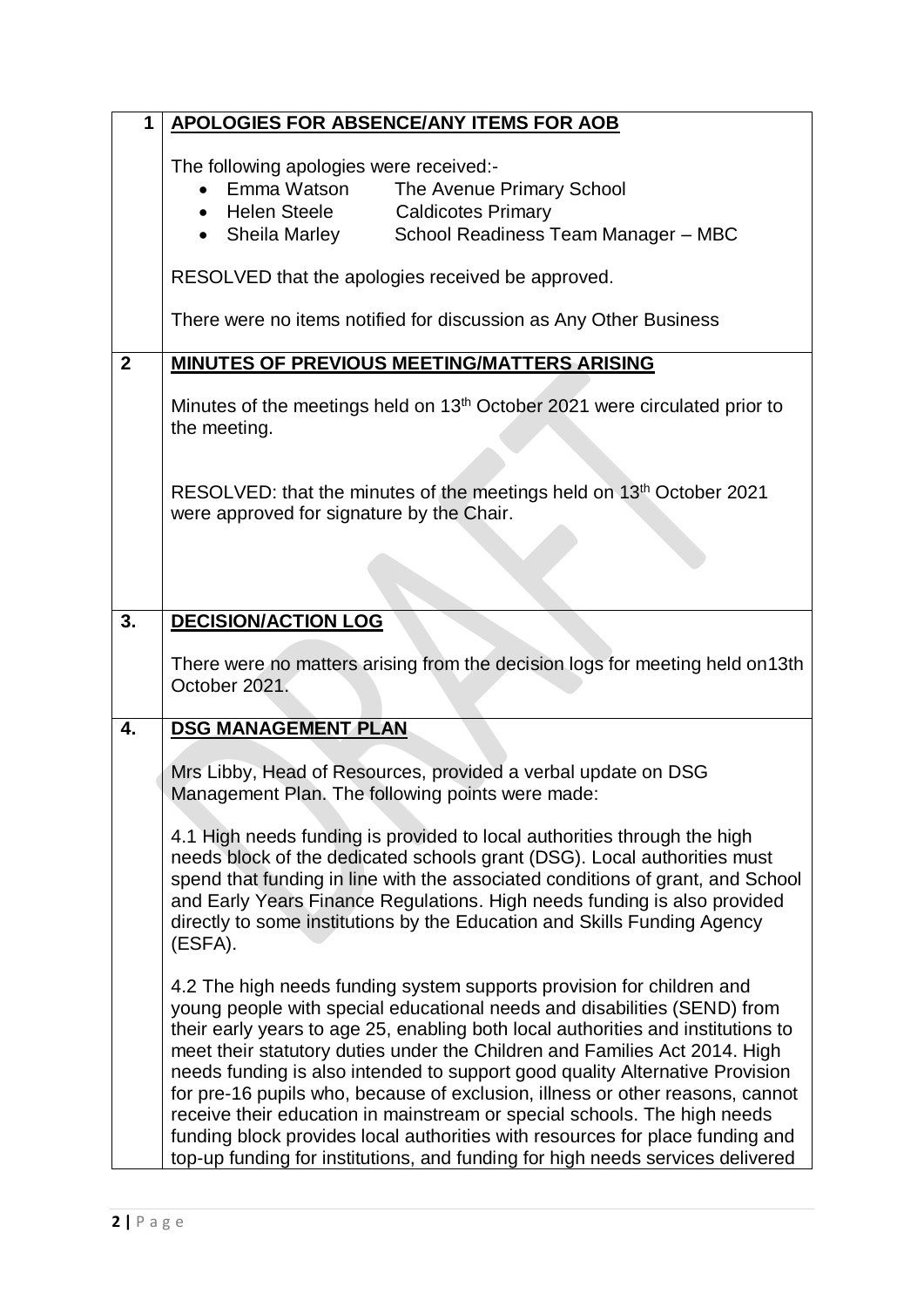| | |
|---|---|
| **1** | **APOLOGIES FOR ABSENCE/ANY ITEMS FOR AOB**<br><br>The following apologies were received:-<br>• Emma Watson — The Avenue Primary School<br>• Helen Steele — Caldicotes Primary<br>• Sheila Marley — School Readiness Team Manager – MBC<br><br>RESOLVED that the apologies received be approved.<br><br>There were no items notified for discussion as Any Other Business |
| **2** | **MINUTES OF PREVIOUS MEETING/MATTERS ARISING**<br><br>Minutes of the meetings held on 13th October 2021 were circulated prior to the meeting.<br><br>RESOLVED: that the minutes of the meetings held on 13th October 2021 were approved for signature by the Chair. |
| **3.** | **DECISION/ACTION LOG**<br><br>There were no matters arising from the decision logs for meeting held on13th October 2021. |
| **4.** | **DSG MANAGEMENT PLAN**<br><br>Mrs Libby, Head of Resources, provided a verbal update on DSG Management Plan. The following points were made:<br><br>4.1 High needs funding is provided to local authorities through the high needs block of the dedicated schools grant (DSG). Local authorities must spend that funding in line with the associated conditions of grant, and School and Early Years Finance Regulations. High needs funding is also provided directly to some institutions by the Education and Skills Funding Agency (ESFA).<br><br>4.2 The high needs funding system supports provision for children and young people with special educational needs and disabilities (SEND) from their early years to age 25, enabling both local authorities and institutions to meet their statutory duties under the Children and Families Act 2014. High needs funding is also intended to support good quality Alternative Provision for pre-16 pupils who, because of exclusion, illness or other reasons, cannot receive their education in mainstream or special schools. The high needs funding block provides local authorities with resources for place funding and top-up funding for institutions, and funding for high needs services delivered |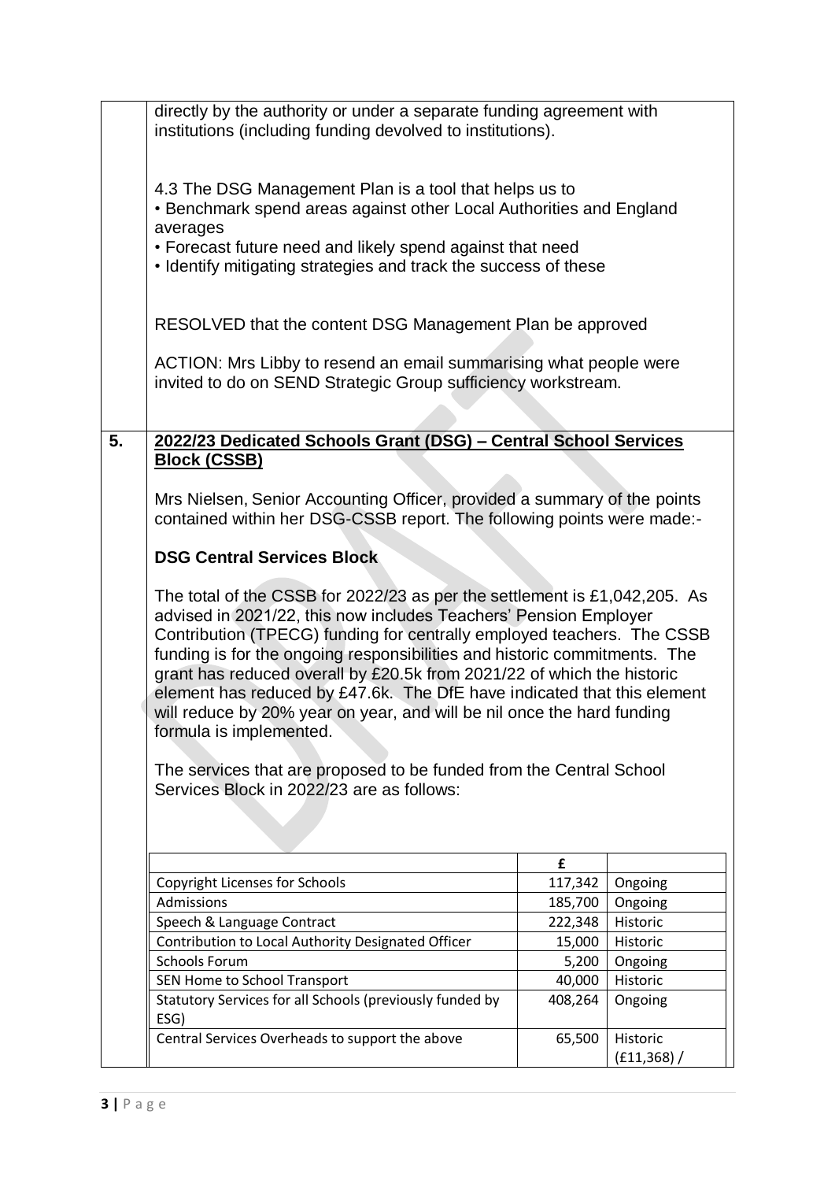directly by the authority or under a separate funding agreement with institutions (including funding devolved to institutions).

4.3 The DSG Management Plan is a tool that helps us to

- Benchmark spend areas against other Local Authorities and England averages
- Forecast future need and likely spend against that need
- Identify mitigating strategies and track the success of these

RESOLVED that the content DSG Management Plan be approved

ACTION: Mrs Libby to resend an email summarising what people were invited to do on SEND Strategic Group sufficiency workstream.

## 5. 2022/23 Dedicated Schools Grant (DSG) – Central School Services Block (CSSB)

Mrs Nielsen, Senior Accounting Officer, provided a summary of the points contained within her DSG-CSSB report. The following points were made:-

**DSG Central Services Block**

The total of the CSSB for 2022/23 as per the settlement is £1,042,205. As advised in 2021/22, this now includes Teachers' Pension Employer Contribution (TPECG) funding for centrally employed teachers. The CSSB funding is for the ongoing responsibilities and historic commitments. The grant has reduced overall by £20.5k from 2021/22 of which the historic element has reduced by £47.6k. The DfE have indicated that this element will reduce by 20% year on year, and will be nil once the hard funding formula is implemented.

The services that are proposed to be funded from the Central School Services Block in 2022/23 are as follows:

| | £ | |
|---|---|---|
| Copyright Licenses for Schools | 117,342 | Ongoing |
| Admissions | 185,700 | Ongoing |
| Speech & Language Contract | 222,348 | Historic |
| Contribution to Local Authority Designated Officer | 15,000 | Historic |
| Schools Forum | 5,200 | Ongoing |
| SEN Home to School Transport | 40,000 | Historic |
| Statutory Services for all Schools (previously funded by ESG) | 408,264 | Ongoing |
| Central Services Overheads to support the above | 65,500 | Historic (£11,368) / |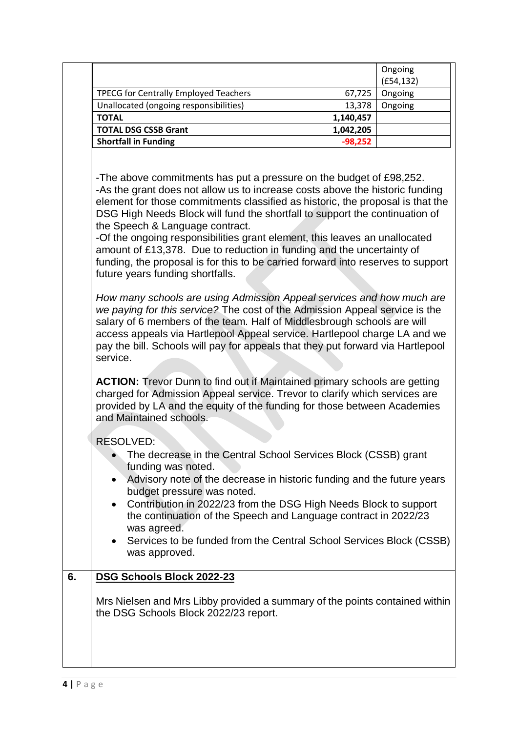| | | |
|---|---|---|
| | | Ongoing (£54,132) |
| TPECG for Centrally Employed Teachers | 67,725 | Ongoing |
| Unallocated (ongoing responsibilities) | 13,378 | Ongoing |
| **TOTAL** | **1,140,457** | |
| **TOTAL DSG CSSB Grant** | **1,042,205** | |
| **Shortfall in Funding** | **-98,252** | |

-The above commitments has put a pressure on the budget of £98,252.
-As the grant does not allow us to increase costs above the historic funding element for those commitments classified as historic, the proposal is that the DSG High Needs Block will fund the shortfall to support the continuation of the Speech & Language contract.
-Of the ongoing responsibilities grant element, this leaves an unallocated amount of £13,378. Due to reduction in funding and the uncertainty of funding, the proposal is for this to be carried forward into reserves to support future years funding shortfalls.

*How many schools are using Admission Appeal services and how much are we paying for this service?* The cost of the Admission Appeal service is the salary of 6 members of the team. Half of Middlesbrough schools are will access appeals via Hartlepool Appeal service. Hartlepool charge LA and we pay the bill. Schools will pay for appeals that they put forward via Hartlepool service.

**ACTION:** Trevor Dunn to find out if Maintained primary schools are getting charged for Admission Appeal service. Trevor to clarify which services are provided by LA and the equity of the funding for those between Academies and Maintained schools.

RESOLVED:

- The decrease in the Central School Services Block (CSSB) grant funding was noted.
- Advisory note of the decrease in historic funding and the future years budget pressure was noted.
- Contribution in 2022/23 from the DSG High Needs Block to support the continuation of the Speech and Language contract in 2022/23 was agreed.
- Services to be funded from the Central School Services Block (CSSB) was approved.

**6.** **DSG Schools Block 2022-23**

Mrs Nielsen and Mrs Libby provided a summary of the points contained within the DSG Schools Block 2022/23 report.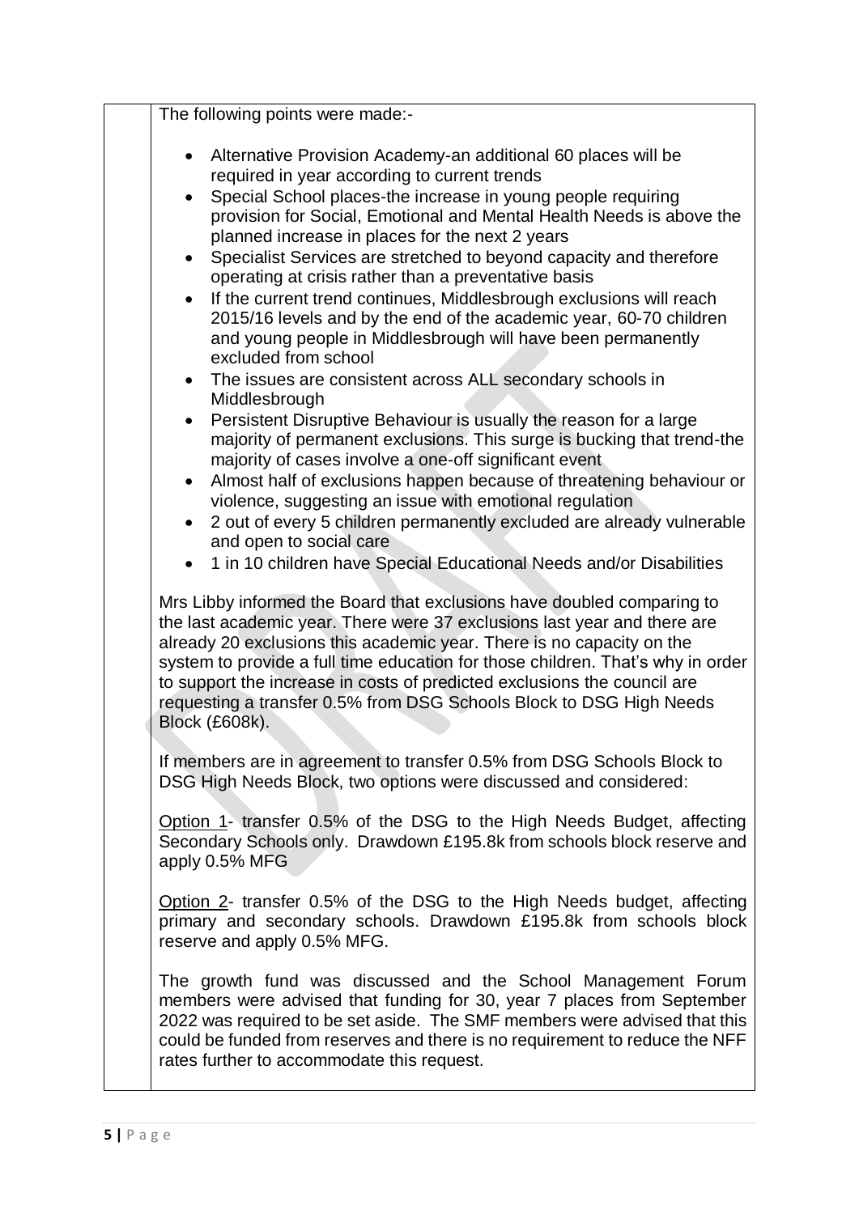The following points were made:-

- Alternative Provision Academy-an additional 60 places will be required in year according to current trends
- Special School places-the increase in young people requiring provision for Social, Emotional and Mental Health Needs is above the planned increase in places for the next 2 years
- Specialist Services are stretched to beyond capacity and therefore operating at crisis rather than a preventative basis
- If the current trend continues, Middlesbrough exclusions will reach 2015/16 levels and by the end of the academic year, 60-70 children and young people in Middlesbrough will have been permanently excluded from school
- The issues are consistent across ALL secondary schools in Middlesbrough
- Persistent Disruptive Behaviour is usually the reason for a large majority of permanent exclusions. This surge is bucking that trend-the majority of cases involve a one-off significant event
- Almost half of exclusions happen because of threatening behaviour or violence, suggesting an issue with emotional regulation
- 2 out of every 5 children permanently excluded are already vulnerable and open to social care
- 1 in 10 children have Special Educational Needs and/or Disabilities

Mrs Libby informed the Board that exclusions have doubled comparing to the last academic year. There were 37 exclusions last year and there are already 20 exclusions this academic year. There is no capacity on the system to provide a full time education for those children. That's why in order to support the increase in costs of predicted exclusions the council are requesting a transfer 0.5% from DSG Schools Block to DSG High Needs Block (£608k).

If members are in agreement to transfer 0.5% from DSG Schools Block to DSG High Needs Block, two options were discussed and considered:

<u>Option 1</u>- transfer 0.5% of the DSG to the High Needs Budget, affecting Secondary Schools only. Drawdown £195.8k from schools block reserve and apply 0.5% MFG

<u>Option 2</u>- transfer 0.5% of the DSG to the High Needs budget, affecting primary and secondary schools. Drawdown £195.8k from schools block reserve and apply 0.5% MFG.

The growth fund was discussed and the School Management Forum members were advised that funding for 30, year 7 places from September 2022 was required to be set aside. The SMF members were advised that this could be funded from reserves and there is no requirement to reduce the NFF rates further to accommodate this request.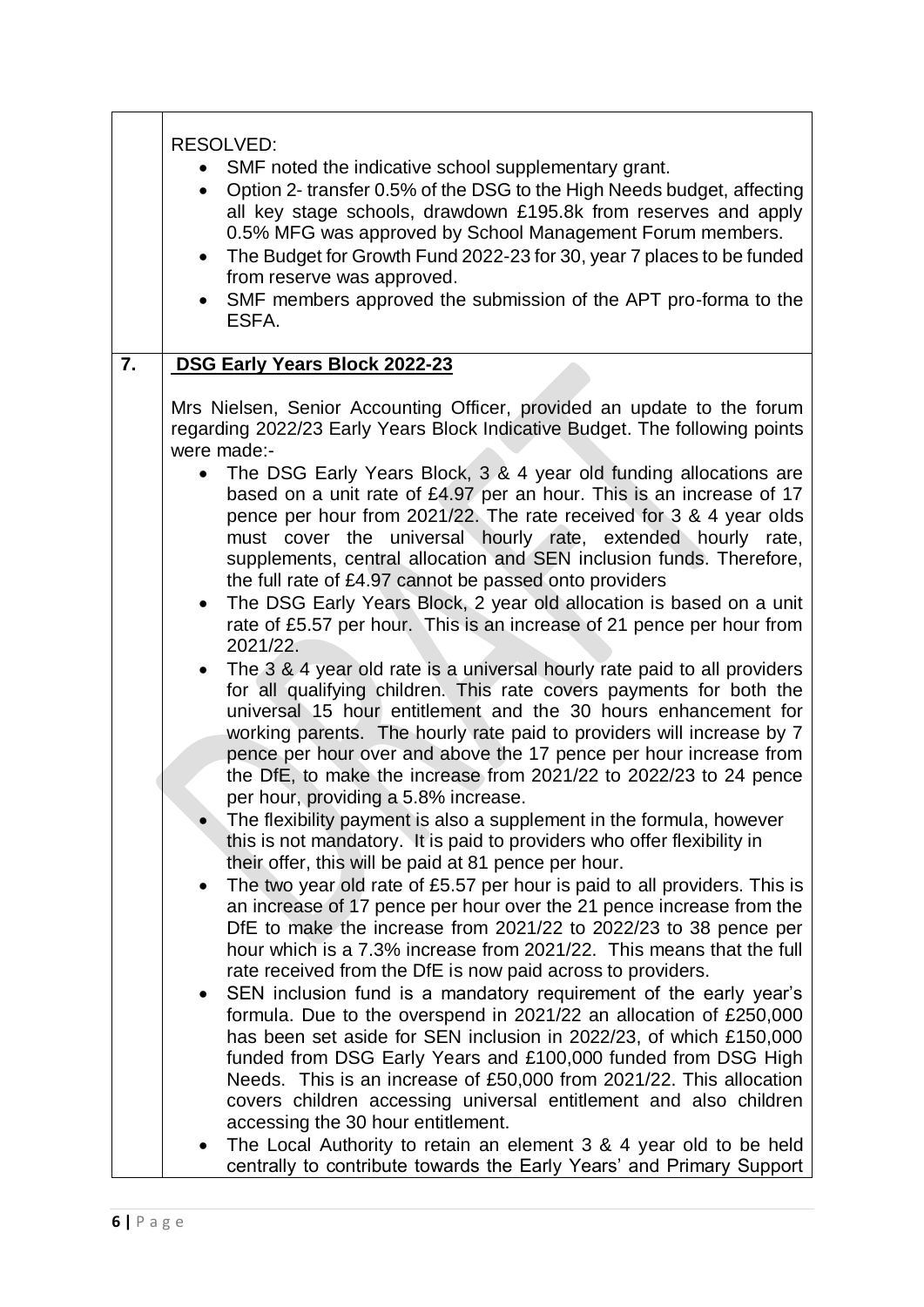RESOLVED:

- SMF noted the indicative school supplementary grant.
- Option 2- transfer 0.5% of the DSG to the High Needs budget, affecting all key stage schools, drawdown £195.8k from reserves and apply 0.5% MFG was approved by School Management Forum members.
- The Budget for Growth Fund 2022-23 for 30, year 7 places to be funded from reserve was approved.
- SMF members approved the submission of the APT pro-forma to the ESFA.

## 7. DSG Early Years Block 2022-23

Mrs Nielsen, Senior Accounting Officer, provided an update to the forum regarding 2022/23 Early Years Block Indicative Budget. The following points were made:-

- The DSG Early Years Block, 3 & 4 year old funding allocations are based on a unit rate of £4.97 per an hour. This is an increase of 17 pence per hour from 2021/22. The rate received for 3 & 4 year olds must cover the universal hourly rate, extended hourly rate, supplements, central allocation and SEN inclusion funds. Therefore, the full rate of £4.97 cannot be passed onto providers
- The DSG Early Years Block, 2 year old allocation is based on a unit rate of £5.57 per hour. This is an increase of 21 pence per hour from 2021/22.
- The 3 & 4 year old rate is a universal hourly rate paid to all providers for all qualifying children. This rate covers payments for both the universal 15 hour entitlement and the 30 hours enhancement for working parents. The hourly rate paid to providers will increase by 7 pence per hour over and above the 17 pence per hour increase from the DfE, to make the increase from 2021/22 to 2022/23 to 24 pence per hour, providing a 5.8% increase.
- The flexibility payment is also a supplement in the formula, however this is not mandatory. It is paid to providers who offer flexibility in their offer, this will be paid at 81 pence per hour.
- The two year old rate of £5.57 per hour is paid to all providers. This is an increase of 17 pence per hour over the 21 pence increase from the DfE to make the increase from 2021/22 to 2022/23 to 38 pence per hour which is a 7.3% increase from 2021/22. This means that the full rate received from the DfE is now paid across to providers.
- SEN inclusion fund is a mandatory requirement of the early year's formula. Due to the overspend in 2021/22 an allocation of £250,000 has been set aside for SEN inclusion in 2022/23, of which £150,000 funded from DSG Early Years and £100,000 funded from DSG High Needs. This is an increase of £50,000 from 2021/22. This allocation covers children accessing universal entitlement and also children accessing the 30 hour entitlement.
- The Local Authority to retain an element 3 & 4 year old to be held centrally to contribute towards the Early Years' and Primary Support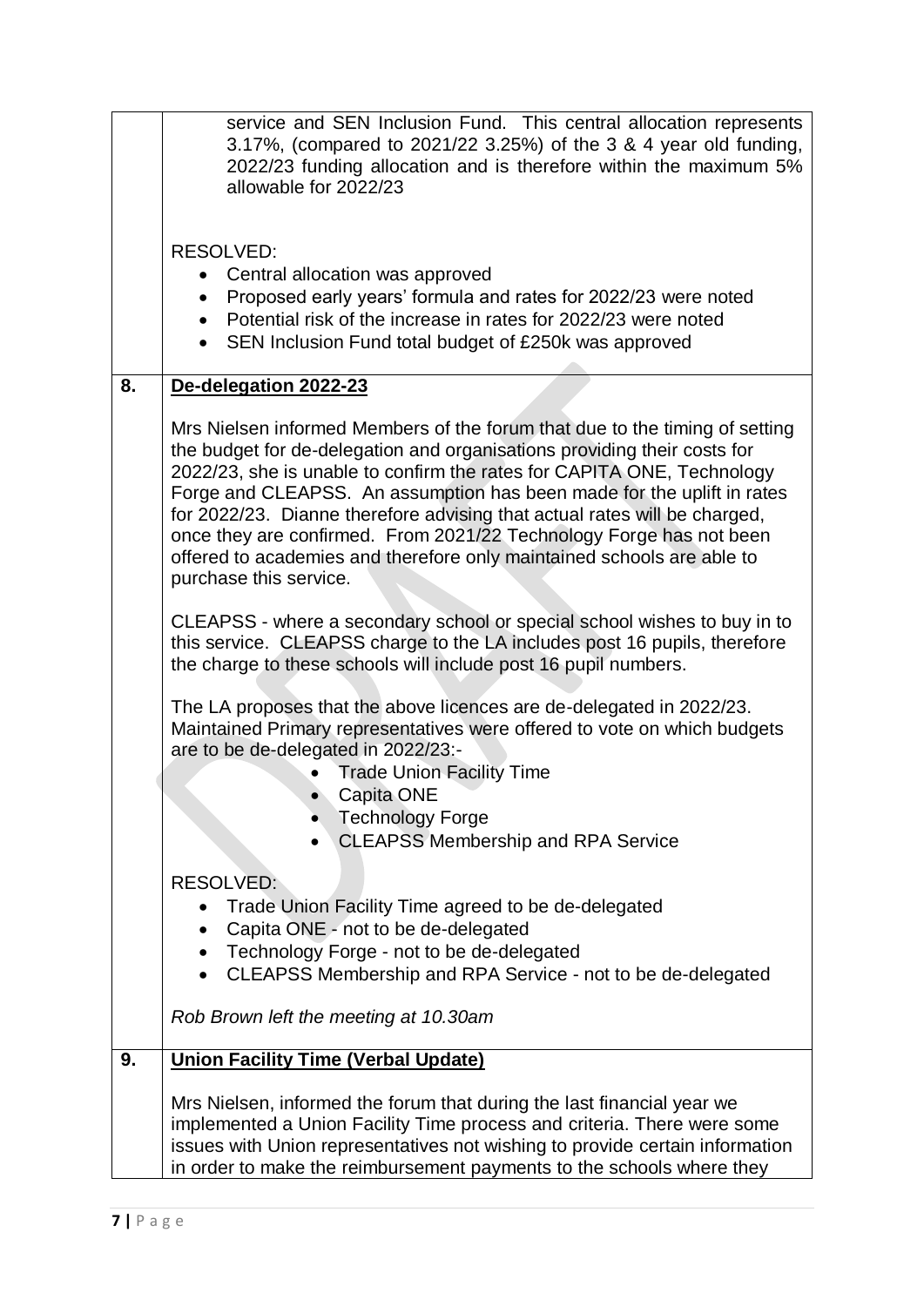| | |
|---|---|
| | service and SEN Inclusion Fund. This central allocation represents 3.17%, (compared to 2021/22 3.25%) of the 3 & 4 year old funding, 2022/23 funding allocation and is therefore within the maximum 5% allowable for 2022/23<br><br>RESOLVED:<br>• Central allocation was approved<br>• Proposed early years' formula and rates for 2022/23 were noted<br>• Potential risk of the increase in rates for 2022/23 were noted<br>• SEN Inclusion Fund total budget of £250k was approved |
| **8.** | **<u>De-delegation 2022-23</u>**<br><br>Mrs Nielsen informed Members of the forum that due to the timing of setting the budget for de-delegation and organisations providing their costs for 2022/23, she is unable to confirm the rates for CAPITA ONE, Technology Forge and CLEAPSS. An assumption has been made for the uplift in rates for 2022/23. Dianne therefore advising that actual rates will be charged, once they are confirmed. From 2021/22 Technology Forge has not been offered to academies and therefore only maintained schools are able to purchase this service.<br><br>CLEAPSS - where a secondary school or special school wishes to buy in to this service. CLEAPSS charge to the LA includes post 16 pupils, therefore the charge to these schools will include post 16 pupil numbers.<br><br>The LA proposes that the above licences are de-delegated in 2022/23. Maintained Primary representatives were offered to vote on which budgets are to be de-delegated in 2022/23:-<br>• Trade Union Facility Time<br>• Capita ONE<br>• Technology Forge<br>• CLEAPSS Membership and RPA Service<br><br>RESOLVED:<br>• Trade Union Facility Time agreed to be de-delegated<br>• Capita ONE - not to be de-delegated<br>• Technology Forge - not to be de-delegated<br>• CLEAPSS Membership and RPA Service - not to be de-delegated<br><br>*Rob Brown left the meeting at 10.30am* |
| **9.** | **<u>Union Facility Time (Verbal Update)</u>**<br><br>Mrs Nielsen, informed the forum that during the last financial year we implemented a Union Facility Time process and criteria. There were some issues with Union representatives not wishing to provide certain information in order to make the reimbursement payments to the schools where they |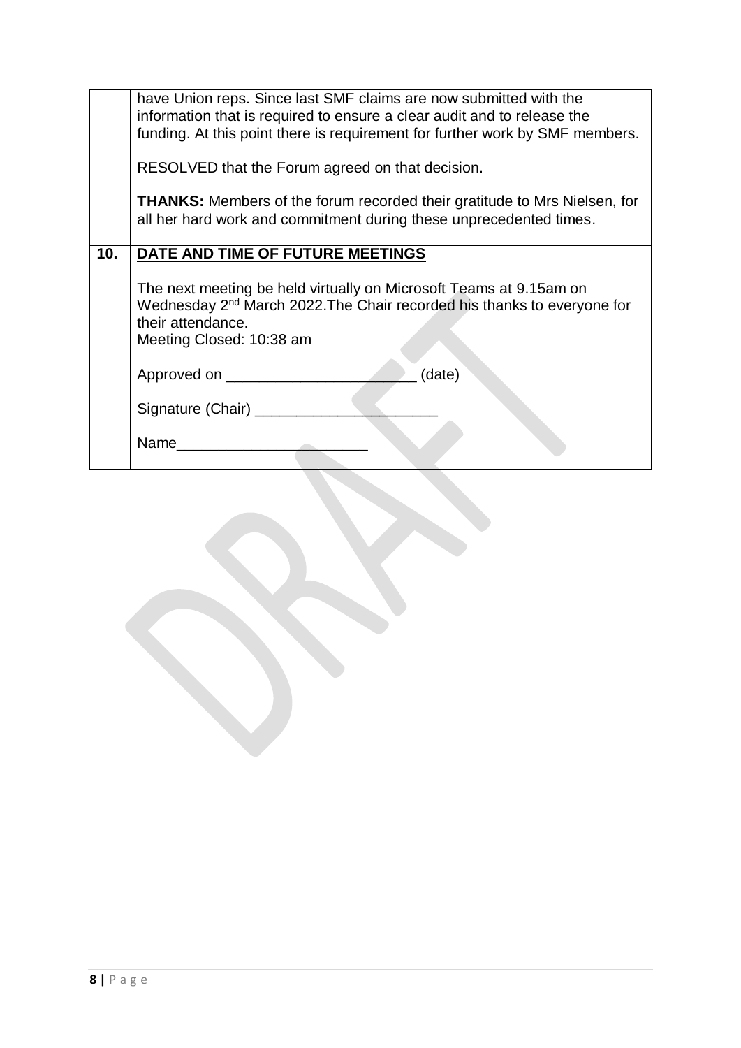| | |
|---|---|
| | have Union reps. Since last SMF claims are now submitted with the information that is required to ensure a clear audit and to release the funding. At this point there is requirement for further work by SMF members.<br><br>RESOLVED that the Forum agreed on that decision.<br><br>**THANKS:** Members of the forum recorded their gratitude to Mrs Nielsen, for all her hard work and commitment during these unprecedented times. |
| **10.** | **DATE AND TIME OF FUTURE MEETINGS**<br><br>The next meeting be held virtually on Microsoft Teams at 9.15am on Wednesday 2nd March 2022.The Chair recorded his thanks to everyone for their attendance.<br>Meeting Closed: 10:38 am<br><br>Approved on ______________________ (date)<br><br>Signature (Chair) ______________________<br><br>Name_______________________ |

DRAFT